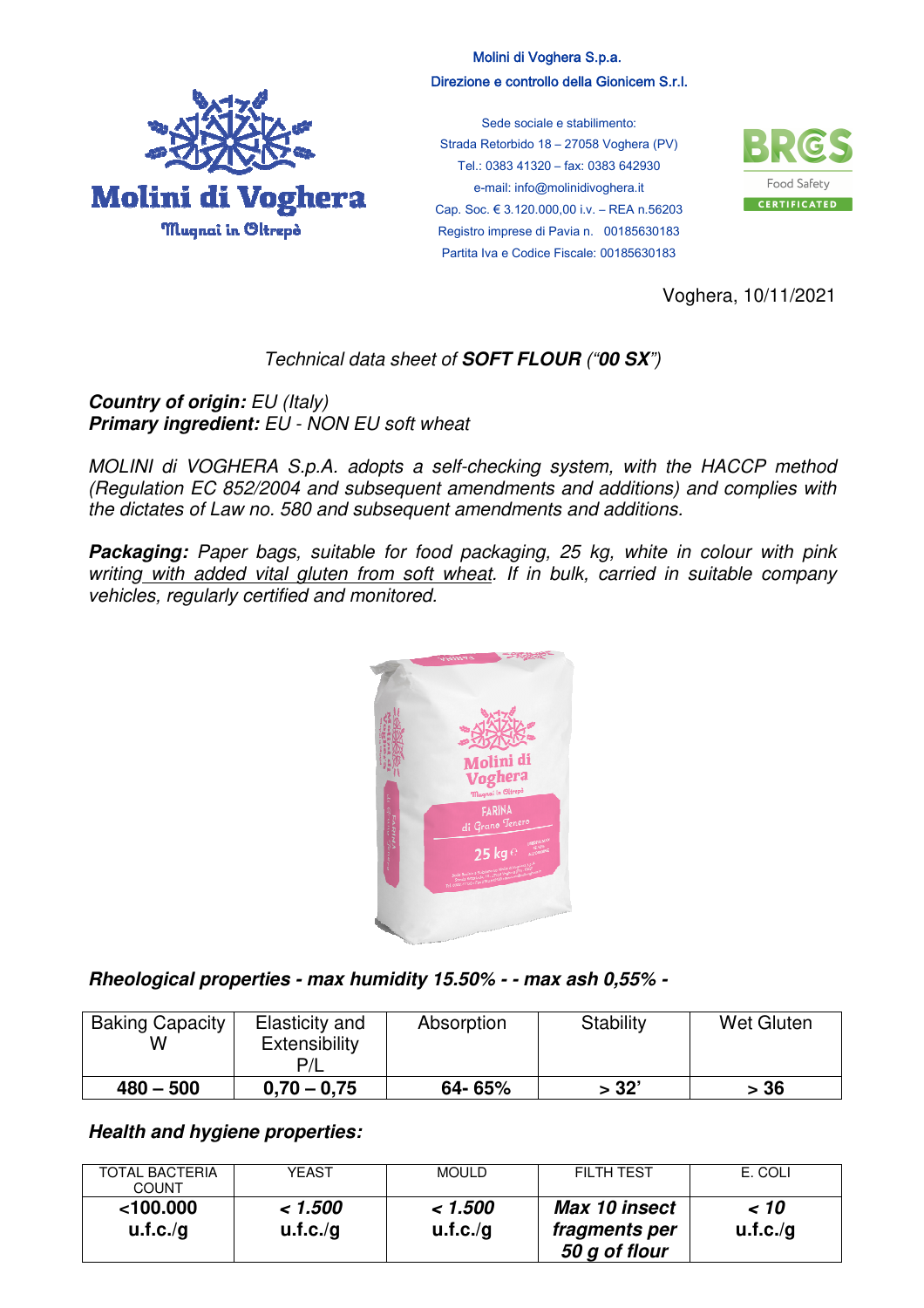Molini di Voghera S.p.a.
Direzione e controllo della Gionicem S.r.l.

Sede sociale e stabilimento:
Strada Retorbido 18 – 27058 Voghera (PV)
Tel.: 0383 41320 – fax: 0383 642930
e-mail: info@molinidivoghera.it
Cap. Soc. € 3.120.000,00 i.v. – REA n.56203
Registro imprese di Pavia n. 00185630183
Partita Iva e Codice Fiscale: 00185630183

Voghera, 10/11/2021

*Technical data sheet of* ***SOFT FLOUR*** *(“**00 SX**”)*

***Country of origin:*** *EU (Italy)*
***Primary ingredient:*** *EU - NON EU soft wheat*

*MOLINI di VOGHERA S.p.A. adopts a self-checking system, with the HACCP method (Regulation EC 852/2004 and subsequent amendments and additions) and complies with the dictates of Law no. 580 and subsequent amendments and additions.*

***Packaging:*** *Paper bags, suitable for food packaging, 25 kg, white in colour with pink writing with added vital gluten from soft wheat. If in bulk, carried in suitable company vehicles, regularly certified and monitored.*

***Rheological properties - max humidity 15.50% - - max ash 0,55% -***

| Baking Capacity W | Elasticity and Extensibility P/L | Absorption | Stability | Wet Gluten |
|---|---|---|---|---|
| **480 – 500** | **0,70 – 0,75** | **64- 65%** | **> 32’** | **> 36** |

***Health and hygiene properties:***

| TOTAL BACTERIA COUNT | YEAST | MOULD | FILTH TEST | E. COLI |
|---|---|---|---|---|
| **<100.000 u.f.c./g** | ***< 1.500* u.f.c./g** | ***< 1.500* u.f.c./g** | ***Max 10 insect fragments per 50 g of flour*** | ***< 10* u.f.c./g** |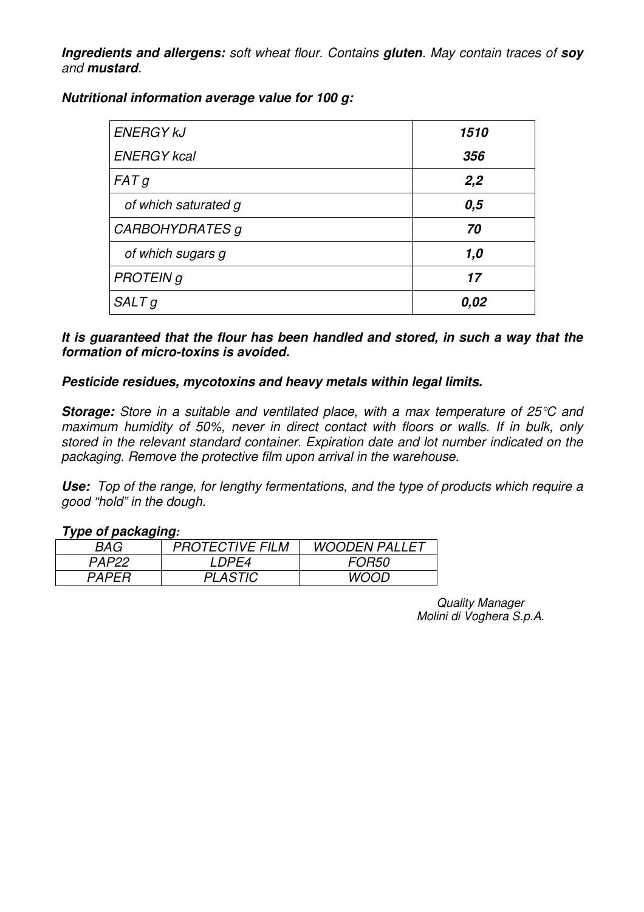***Ingredients and allergens:*** *soft wheat flour. Contains **gluten**. May contain traces of **soy** and **mustard**.*

***Nutritional information average value for 100 g:***

| | |
|---|---|
| *ENERGY kJ* | ***1510*** |
| *ENERGY kcal* | ***356*** |
| *FAT g* | ***2,2*** |
| *of which saturated g* | ***0,5*** |
| *CARBOHYDRATES g* | ***70*** |
| *of which sugars g* | ***1,0*** |
| *PROTEIN g* | ***17*** |
| *SALT g* | ***0,02*** |

***It is guaranteed that the flour has been handled and stored, in such a way that the formation of micro-toxins is avoided.***

***Pesticide residues, mycotoxins and heavy metals within legal limits.***

***Storage:*** *Store in a suitable and ventilated place, with a max temperature of 25°C and maximum humidity of 50%, never in direct contact with floors or walls. If in bulk, only stored in the relevant standard container. Expiration date and lot number indicated on the packaging. Remove the protective film upon arrival in the warehouse.*

***Use:*** *Top of the range, for lengthy fermentations, and the type of products which require a good "hold" in the dough.*

***Type of packaging:***

| *BAG* | *PROTECTIVE FILM* | *WOODEN PALLET* |
|---|---|---|
| *PAP22* | *LDPE4* | *FOR50* |
| *PAPER* | *PLASTIC* | *WOOD* |

*Quality Manager*
*Molini di Voghera S.p.A.*